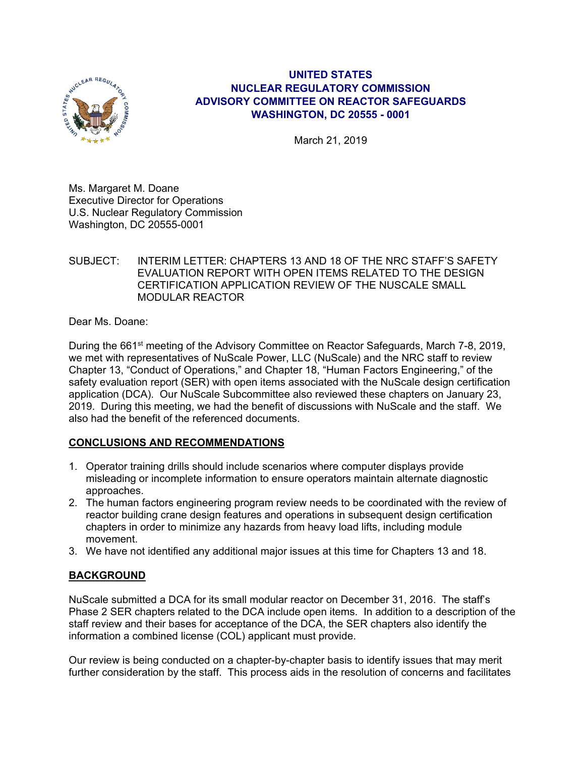**UNITED STATES**
**NUCLEAR REGULATORY COMMISSION**
**ADVISORY COMMITTEE ON REACTOR SAFEGUARDS**
**WASHINGTON, DC 20555 - 0001**

March 21, 2019

Ms. Margaret M. Doane
Executive Director for Operations
U.S. Nuclear Regulatory Commission
Washington, DC 20555-0001

SUBJECT: INTERIM LETTER: CHAPTERS 13 AND 18 OF THE NRC STAFF'S SAFETY EVALUATION REPORT WITH OPEN ITEMS RELATED TO THE DESIGN CERTIFICATION APPLICATION REVIEW OF THE NUSCALE SMALL MODULAR REACTOR

Dear Ms. Doane:

During the 661st meeting of the Advisory Committee on Reactor Safeguards, March 7-8, 2019, we met with representatives of NuScale Power, LLC (NuScale) and the NRC staff to review Chapter 13, "Conduct of Operations," and Chapter 18, "Human Factors Engineering," of the safety evaluation report (SER) with open items associated with the NuScale design certification application (DCA). Our NuScale Subcommittee also reviewed these chapters on January 23, 2019. During this meeting, we had the benefit of discussions with NuScale and the staff. We also had the benefit of the referenced documents.

## CONCLUSIONS AND RECOMMENDATIONS

1. Operator training drills should include scenarios where computer displays provide misleading or incomplete information to ensure operators maintain alternate diagnostic approaches.
2. The human factors engineering program review needs to be coordinated with the review of reactor building crane design features and operations in subsequent design certification chapters in order to minimize any hazards from heavy load lifts, including module movement.
3. We have not identified any additional major issues at this time for Chapters 13 and 18.

## BACKGROUND

NuScale submitted a DCA for its small modular reactor on December 31, 2016. The staff's Phase 2 SER chapters related to the DCA include open items. In addition to a description of the staff review and their bases for acceptance of the DCA, the SER chapters also identify the information a combined license (COL) applicant must provide.

Our review is being conducted on a chapter-by-chapter basis to identify issues that may merit further consideration by the staff. This process aids in the resolution of concerns and facilitates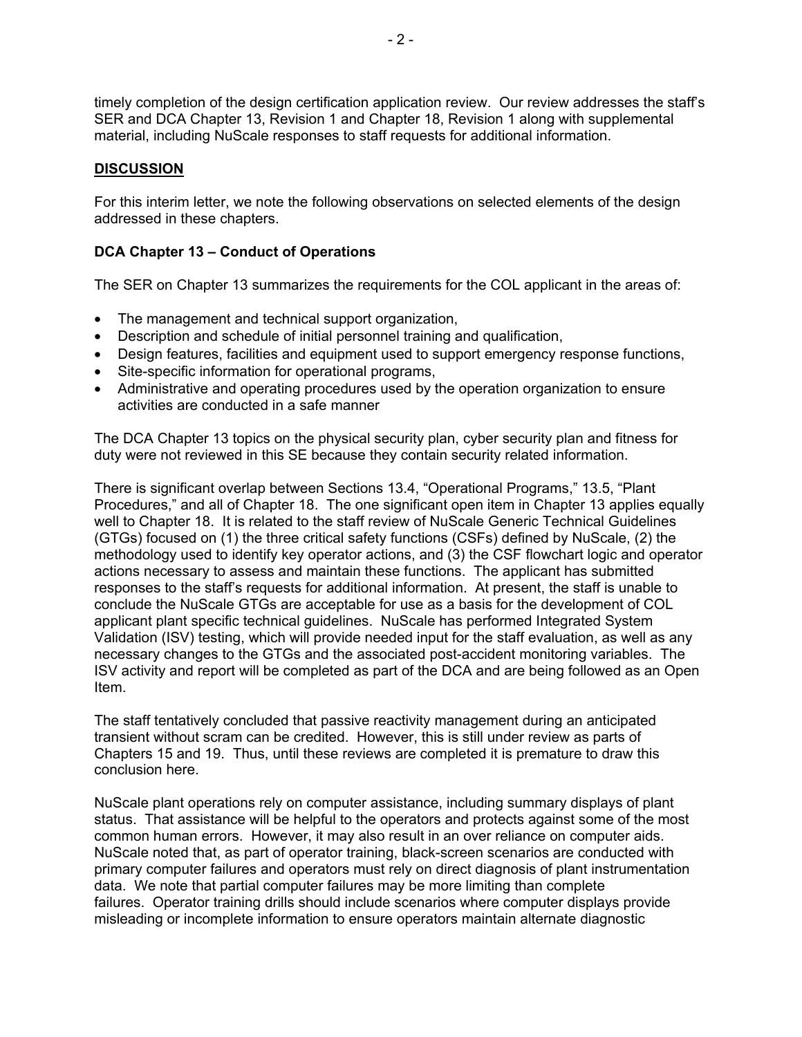timely completion of the design certification application review. Our review addresses the staff's SER and DCA Chapter 13, Revision 1 and Chapter 18, Revision 1 along with supplemental material, including NuScale responses to staff requests for additional information.

## DISCUSSION

For this interim letter, we note the following observations on selected elements of the design addressed in these chapters.

### DCA Chapter 13 – Conduct of Operations

The SER on Chapter 13 summarizes the requirements for the COL applicant in the areas of:

- The management and technical support organization,
- Description and schedule of initial personnel training and qualification,
- Design features, facilities and equipment used to support emergency response functions,
- Site-specific information for operational programs,
- Administrative and operating procedures used by the operation organization to ensure activities are conducted in a safe manner

The DCA Chapter 13 topics on the physical security plan, cyber security plan and fitness for duty were not reviewed in this SE because they contain security related information.

There is significant overlap between Sections 13.4, "Operational Programs," 13.5, "Plant Procedures," and all of Chapter 18. The one significant open item in Chapter 13 applies equally well to Chapter 18. It is related to the staff review of NuScale Generic Technical Guidelines (GTGs) focused on (1) the three critical safety functions (CSFs) defined by NuScale, (2) the methodology used to identify key operator actions, and (3) the CSF flowchart logic and operator actions necessary to assess and maintain these functions. The applicant has submitted responses to the staff's requests for additional information. At present, the staff is unable to conclude the NuScale GTGs are acceptable for use as a basis for the development of COL applicant plant specific technical guidelines. NuScale has performed Integrated System Validation (ISV) testing, which will provide needed input for the staff evaluation, as well as any necessary changes to the GTGs and the associated post-accident monitoring variables. The ISV activity and report will be completed as part of the DCA and are being followed as an Open Item.

The staff tentatively concluded that passive reactivity management during an anticipated transient without scram can be credited. However, this is still under review as parts of Chapters 15 and 19. Thus, until these reviews are completed it is premature to draw this conclusion here.

NuScale plant operations rely on computer assistance, including summary displays of plant status. That assistance will be helpful to the operators and protects against some of the most common human errors. However, it may also result in an over reliance on computer aids. NuScale noted that, as part of operator training, black-screen scenarios are conducted with primary computer failures and operators must rely on direct diagnosis of plant instrumentation data. We note that partial computer failures may be more limiting than complete failures. Operator training drills should include scenarios where computer displays provide misleading or incomplete information to ensure operators maintain alternate diagnostic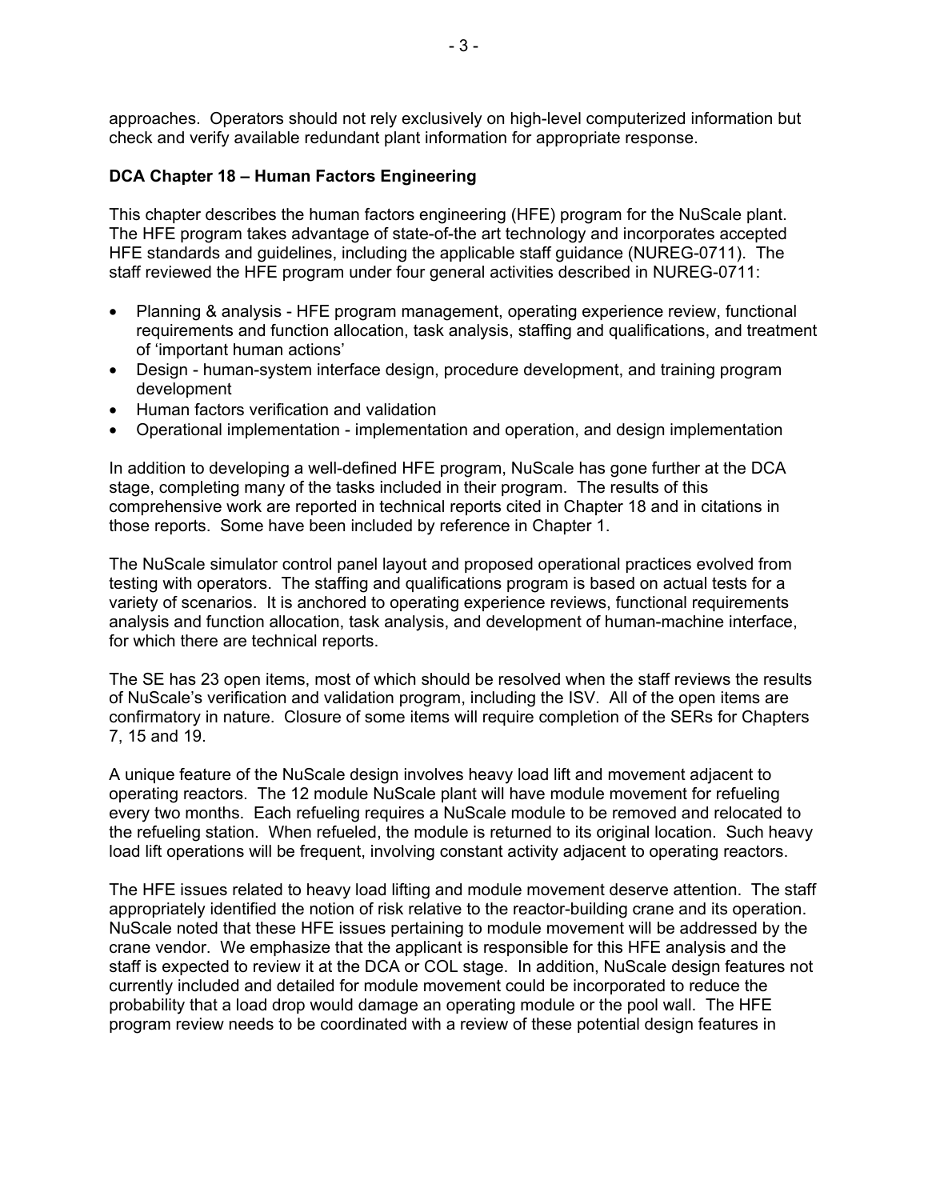approaches. Operators should not rely exclusively on high-level computerized information but check and verify available redundant plant information for appropriate response.

**DCA Chapter 18 – Human Factors Engineering**

This chapter describes the human factors engineering (HFE) program for the NuScale plant. The HFE program takes advantage of state-of-the art technology and incorporates accepted HFE standards and guidelines, including the applicable staff guidance (NUREG-0711). The staff reviewed the HFE program under four general activities described in NUREG-0711:

- Planning & analysis - HFE program management, operating experience review, functional requirements and function allocation, task analysis, staffing and qualifications, and treatment of 'important human actions'
- Design - human-system interface design, procedure development, and training program development
- Human factors verification and validation
- Operational implementation - implementation and operation, and design implementation

In addition to developing a well-defined HFE program, NuScale has gone further at the DCA stage, completing many of the tasks included in their program. The results of this comprehensive work are reported in technical reports cited in Chapter 18 and in citations in those reports. Some have been included by reference in Chapter 1.

The NuScale simulator control panel layout and proposed operational practices evolved from testing with operators. The staffing and qualifications program is based on actual tests for a variety of scenarios. It is anchored to operating experience reviews, functional requirements analysis and function allocation, task analysis, and development of human-machine interface, for which there are technical reports.

The SE has 23 open items, most of which should be resolved when the staff reviews the results of NuScale's verification and validation program, including the ISV. All of the open items are confirmatory in nature. Closure of some items will require completion of the SERs for Chapters 7, 15 and 19.

A unique feature of the NuScale design involves heavy load lift and movement adjacent to operating reactors. The 12 module NuScale plant will have module movement for refueling every two months. Each refueling requires a NuScale module to be removed and relocated to the refueling station. When refueled, the module is returned to its original location. Such heavy load lift operations will be frequent, involving constant activity adjacent to operating reactors.

The HFE issues related to heavy load lifting and module movement deserve attention. The staff appropriately identified the notion of risk relative to the reactor-building crane and its operation. NuScale noted that these HFE issues pertaining to module movement will be addressed by the crane vendor. We emphasize that the applicant is responsible for this HFE analysis and the staff is expected to review it at the DCA or COL stage. In addition, NuScale design features not currently included and detailed for module movement could be incorporated to reduce the probability that a load drop would damage an operating module or the pool wall. The HFE program review needs to be coordinated with a review of these potential design features in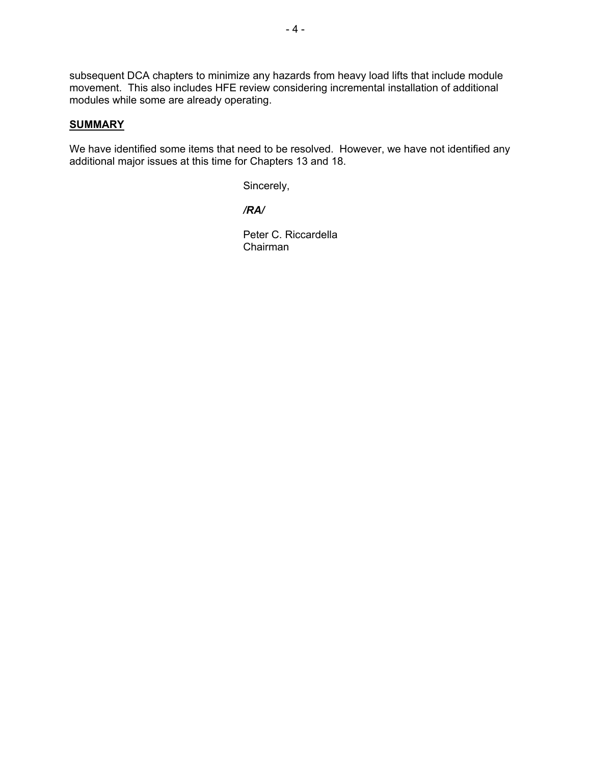subsequent DCA chapters to minimize any hazards from heavy load lifts that include module movement. This also includes HFE review considering incremental installation of additional modules while some are already operating.

## SUMMARY

We have identified some items that need to be resolved. However, we have not identified any additional major issues at this time for Chapters 13 and 18.

Sincerely,

***/RA/***

Peter C. Riccardella
Chairman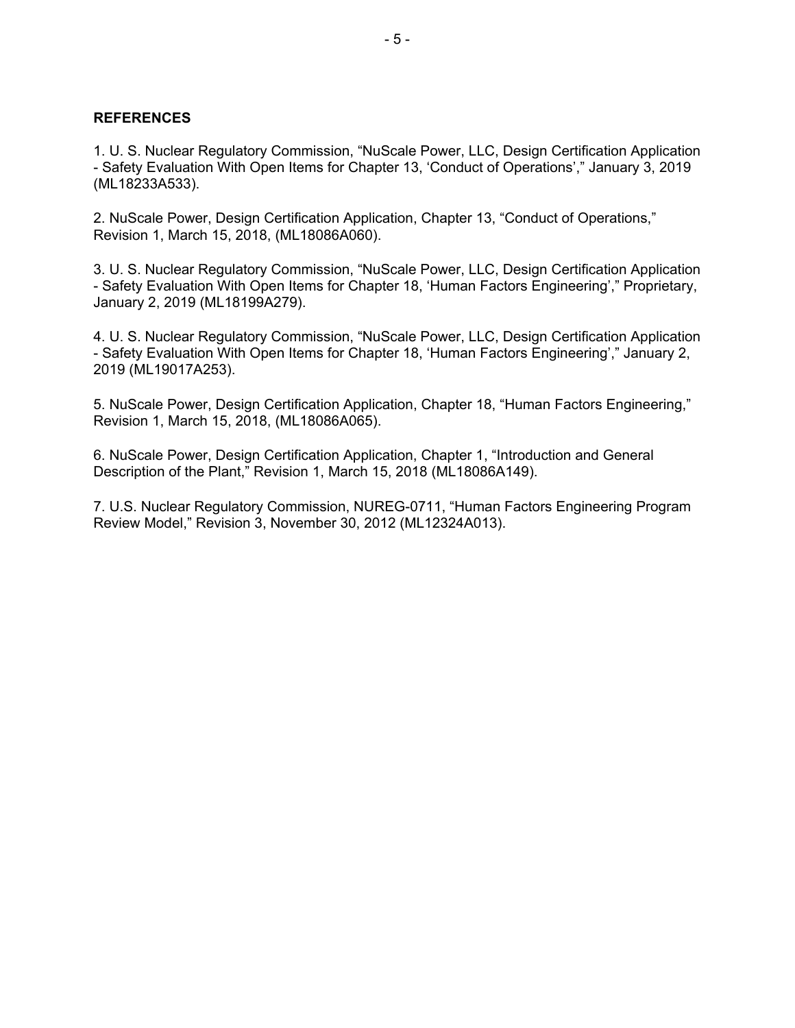**REFERENCES**

1. U. S. Nuclear Regulatory Commission, “NuScale Power, LLC, Design Certification Application - Safety Evaluation With Open Items for Chapter 13, ‘Conduct of Operations’,” January 3, 2019 (ML18233A533).

2. NuScale Power, Design Certification Application, Chapter 13, “Conduct of Operations,” Revision 1, March 15, 2018, (ML18086A060).

3. U. S. Nuclear Regulatory Commission, “NuScale Power, LLC, Design Certification Application - Safety Evaluation With Open Items for Chapter 18, ‘Human Factors Engineering’,” Proprietary, January 2, 2019 (ML18199A279).

4. U. S. Nuclear Regulatory Commission, “NuScale Power, LLC, Design Certification Application - Safety Evaluation With Open Items for Chapter 18, ‘Human Factors Engineering’,” January 2, 2019 (ML19017A253).

5. NuScale Power, Design Certification Application, Chapter 18, “Human Factors Engineering,” Revision 1, March 15, 2018, (ML18086A065).

6. NuScale Power, Design Certification Application, Chapter 1, “Introduction and General Description of the Plant,” Revision 1, March 15, 2018 (ML18086A149).

7. U.S. Nuclear Regulatory Commission, NUREG-0711, “Human Factors Engineering Program Review Model,” Revision 3, November 30, 2012 (ML12324A013).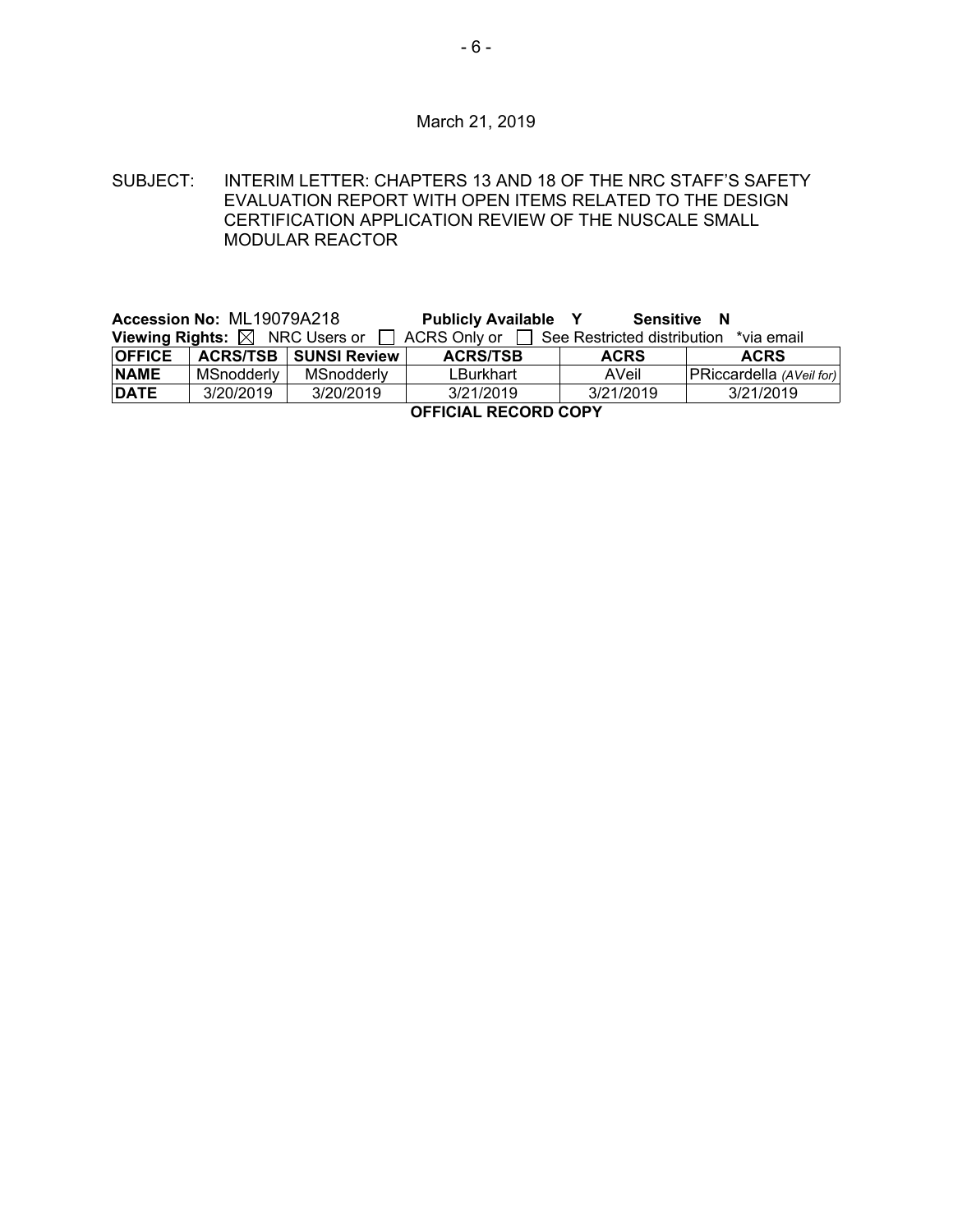March 21, 2019

SUBJECT: INTERIM LETTER: CHAPTERS 13 AND 18 OF THE NRC STAFF'S SAFETY EVALUATION REPORT WITH OPEN ITEMS RELATED TO THE DESIGN CERTIFICATION APPLICATION REVIEW OF THE NUSCALE SMALL MODULAR REACTOR

**Accession No:** ML19079A218 **Publicly Available Y** **Sensitive N**

**Viewing Rights:** ☒ NRC Users or ☐ ACRS Only or ☐ See Restricted distribution *via email

| **OFFICE** | **ACRS/TSB** | **SUNSI Review** | **ACRS/TSB** | **ACRS** | **ACRS** |
|---|---|---|---|---|---|
| **NAME** | MSnodderly | MSnodderly | LBurkhart | AVeil | PRiccardella *(AVeil for)* |
| **DATE** | 3/20/2019 | 3/20/2019 | 3/21/2019 | 3/21/2019 | 3/21/2019 |

**OFFICIAL RECORD COPY**